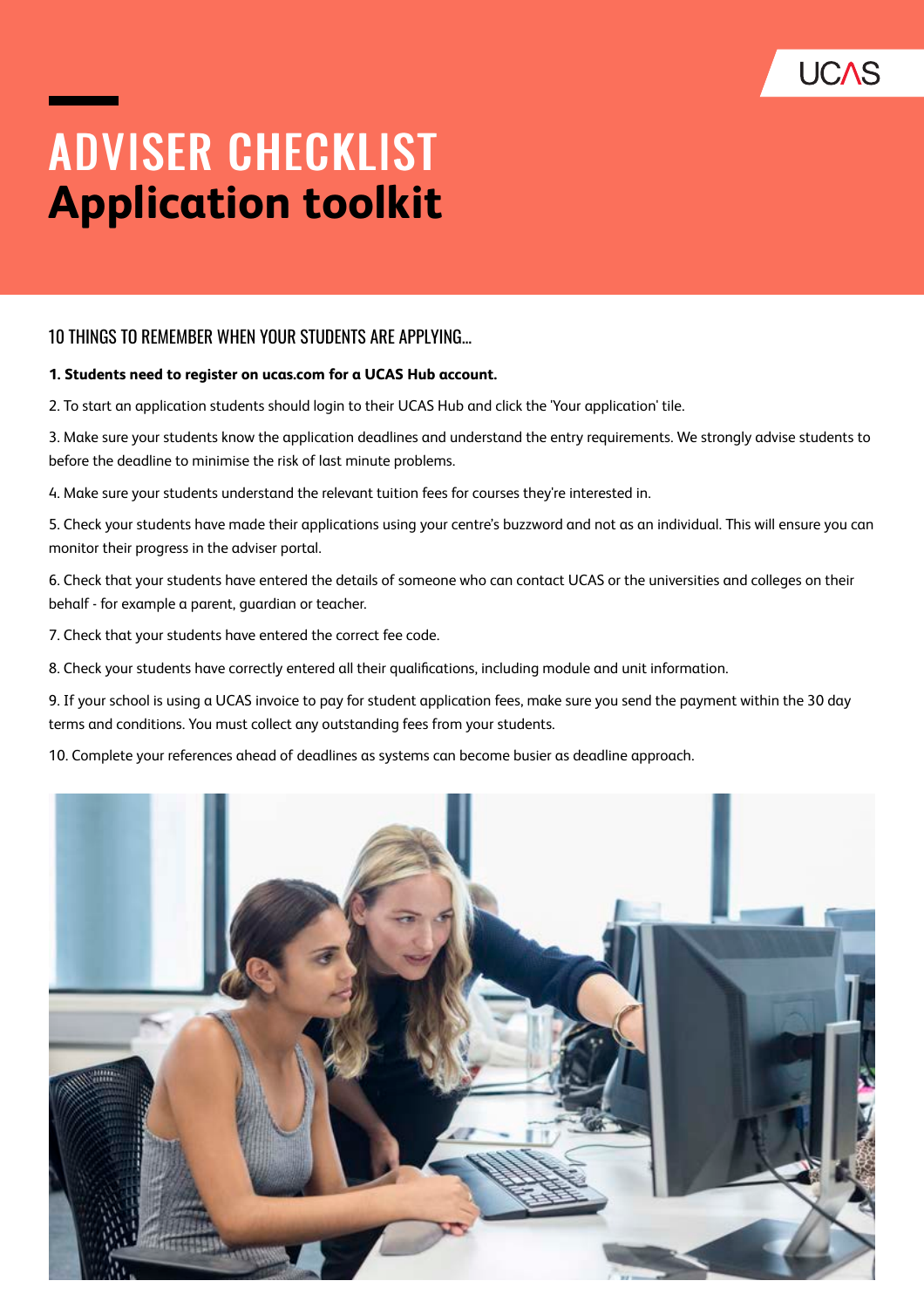# ADVISER CHECKLIST
# Application toolkit

## 10 THINGS TO REMEMBER WHEN YOUR STUDENTS ARE APPLYING...

**1. Students need to register on ucas.com for a UCAS Hub account.**

2. To start an application students should login to their UCAS Hub and click the 'Your application' tile.

3. Make sure your students know the application deadlines and understand the entry requirements. We strongly advise students to before the deadline to minimise the risk of last minute problems.

4. Make sure your students understand the relevant tuition fees for courses they're interested in.

5. Check your students have made their applications using your centre's buzzword and not as an individual. This will ensure you can monitor their progress in the adviser portal.

6. Check that your students have entered the details of someone who can contact UCAS or the universities and colleges on their behalf - for example a parent, guardian or teacher.

7. Check that your students have entered the correct fee code.

8. Check your students have correctly entered all their qualifications, including module and unit information.

9. If your school is using a UCAS invoice to pay for student application fees, make sure you send the payment within the 30 day terms and conditions. You must collect any outstanding fees from your students.

10. Complete your references ahead of deadlines as systems can become busier as deadline approach.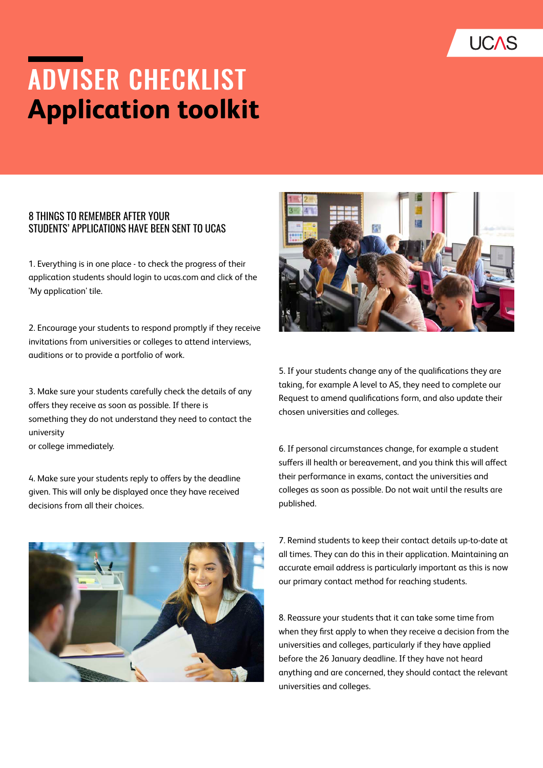# ADVISER CHECKLIST
# Application toolkit

## 8 THINGS TO REMEMBER AFTER YOUR STUDENTS' APPLICATIONS HAVE BEEN SENT TO UCAS

1. Everything is in one place - to check the progress of their application students should login to ucas.com and click of the 'My application' tile.

2. Encourage your students to respond promptly if they receive invitations from universities or colleges to attend interviews, auditions or to provide a portfolio of work.

3. Make sure your students carefully check the details of any offers they receive as soon as possible. If there is something they do not understand they need to contact the university or college immediately.

4. Make sure your students reply to offers by the deadline given. This will only be displayed once they have received decisions from all their choices.

5. If your students change any of the qualifications they are taking, for example A level to AS, they need to complete our Request to amend qualifications form, and also update their chosen universities and colleges.

6. If personal circumstances change, for example a student suffers ill health or bereavement, and you think this will affect their performance in exams, contact the universities and colleges as soon as possible. Do not wait until the results are published.

7. Remind students to keep their contact details up-to-date at all times. They can do this in their application. Maintaining an accurate email address is particularly important as this is now our primary contact method for reaching students.

8. Reassure your students that it can take some time from when they first apply to when they receive a decision from the universities and colleges, particularly if they have applied before the 26 January deadline. If they have not heard anything and are concerned, they should contact the relevant universities and colleges.